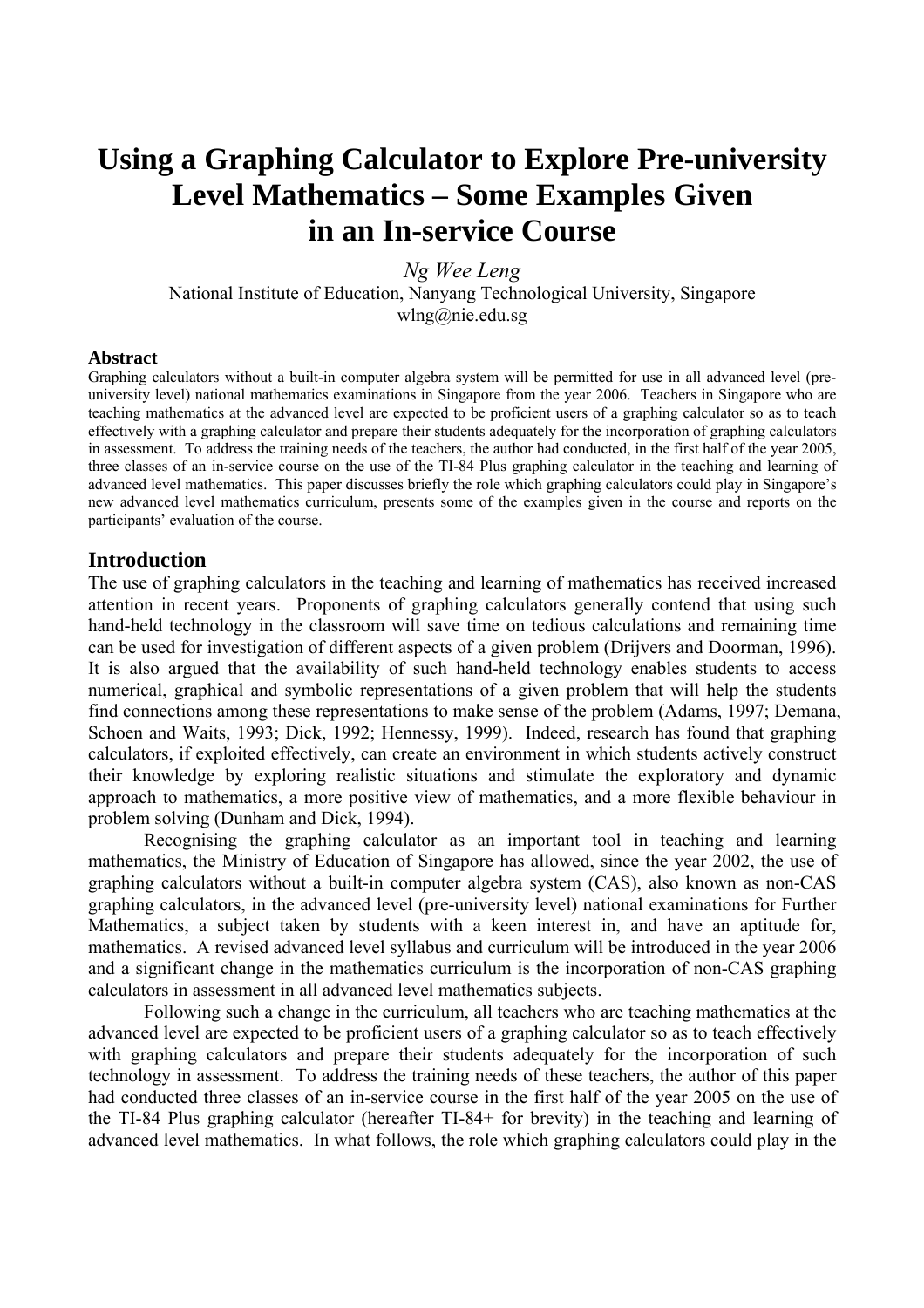# Using a Graphing Calculator to Explore Pre-university Level Mathematics – Some Examples Given in an In-service Course

*Ng Wee Leng*

National Institute of Education, Nanyang Technological University, Singapore

wlng@nie.edu.sg

**Abstract**

Graphing calculators without a built-in computer algebra system will be permitted for use in all advanced level (pre-university level) national mathematics examinations in Singapore from the year 2006. Teachers in Singapore who are teaching mathematics at the advanced level are expected to be proficient users of a graphing calculator so as to teach effectively with a graphing calculator and prepare their students adequately for the incorporation of graphing calculators in assessment. To address the training needs of the teachers, the author had conducted, in the first half of the year 2005, three classes of an in-service course on the use of the TI-84 Plus graphing calculator in the teaching and learning of advanced level mathematics. This paper discusses briefly the role which graphing calculators could play in Singapore's new advanced level mathematics curriculum, presents some of the examples given in the course and reports on the participants' evaluation of the course.

## Introduction

The use of graphing calculators in the teaching and learning of mathematics has received increased attention in recent years. Proponents of graphing calculators generally contend that using such hand-held technology in the classroom will save time on tedious calculations and remaining time can be used for investigation of different aspects of a given problem (Drijvers and Doorman, 1996). It is also argued that the availability of such hand-held technology enables students to access numerical, graphical and symbolic representations of a given problem that will help the students find connections among these representations to make sense of the problem (Adams, 1997; Demana, Schoen and Waits, 1993; Dick, 1992; Hennessy, 1999). Indeed, research has found that graphing calculators, if exploited effectively, can create an environment in which students actively construct their knowledge by exploring realistic situations and stimulate the exploratory and dynamic approach to mathematics, a more positive view of mathematics, and a more flexible behaviour in problem solving (Dunham and Dick, 1994).

Recognising the graphing calculator as an important tool in teaching and learning mathematics, the Ministry of Education of Singapore has allowed, since the year 2002, the use of graphing calculators without a built-in computer algebra system (CAS), also known as non-CAS graphing calculators, in the advanced level (pre-university level) national examinations for Further Mathematics, a subject taken by students with a keen interest in, and have an aptitude for, mathematics. A revised advanced level syllabus and curriculum will be introduced in the year 2006 and a significant change in the mathematics curriculum is the incorporation of non-CAS graphing calculators in assessment in all advanced level mathematics subjects.

Following such a change in the curriculum, all teachers who are teaching mathematics at the advanced level are expected to be proficient users of a graphing calculator so as to teach effectively with graphing calculators and prepare their students adequately for the incorporation of such technology in assessment. To address the training needs of these teachers, the author of this paper had conducted three classes of an in-service course in the first half of the year 2005 on the use of the TI-84 Plus graphing calculator (hereafter TI-84+ for brevity) in the teaching and learning of advanced level mathematics. In what follows, the role which graphing calculators could play in the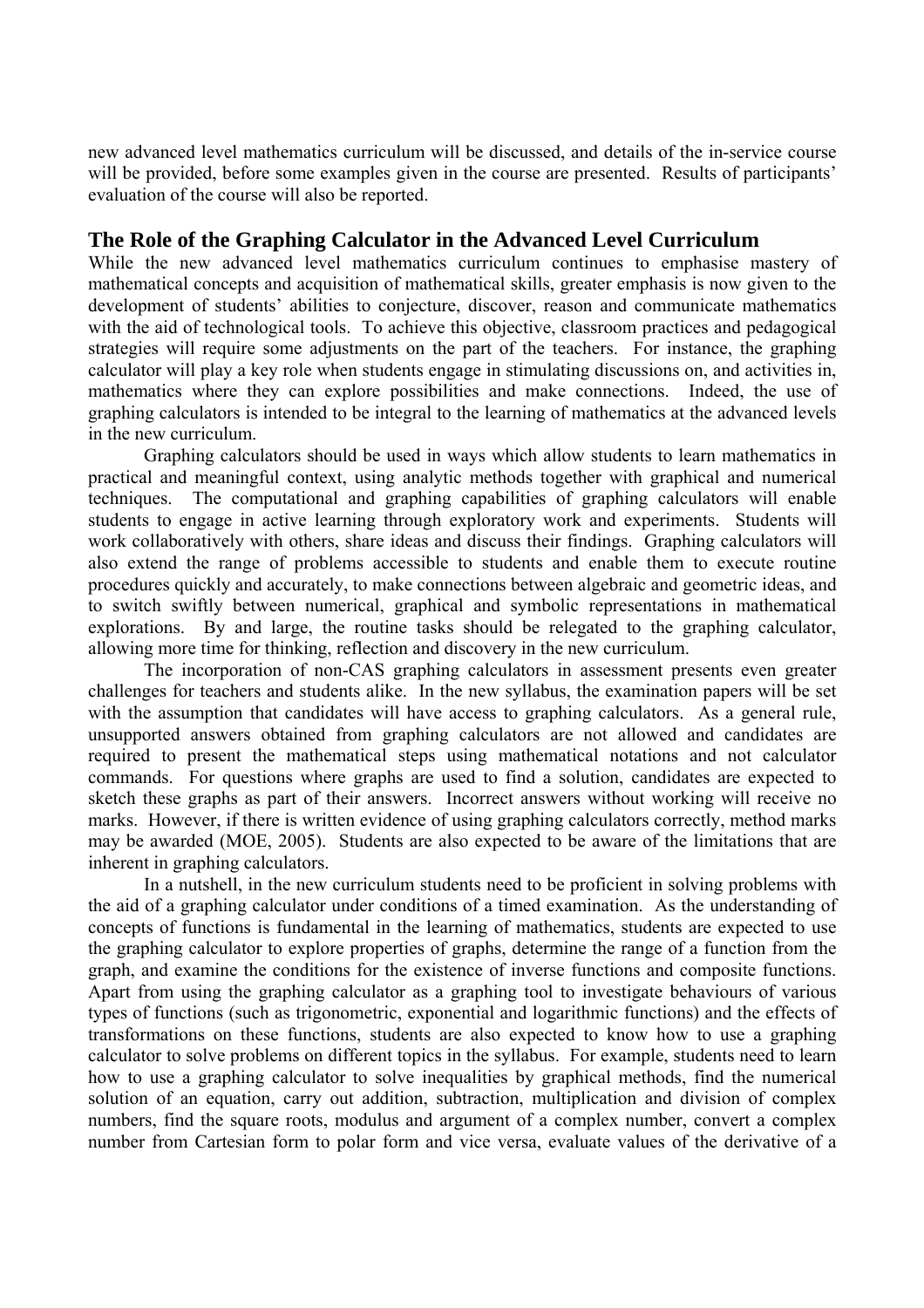new advanced level mathematics curriculum will be discussed, and details of the in-service course will be provided, before some examples given in the course are presented. Results of participants' evaluation of the course will also be reported.

## The Role of the Graphing Calculator in the Advanced Level Curriculum

While the new advanced level mathematics curriculum continues to emphasise mastery of mathematical concepts and acquisition of mathematical skills, greater emphasis is now given to the development of students' abilities to conjecture, discover, reason and communicate mathematics with the aid of technological tools. To achieve this objective, classroom practices and pedagogical strategies will require some adjustments on the part of the teachers. For instance, the graphing calculator will play a key role when students engage in stimulating discussions on, and activities in, mathematics where they can explore possibilities and make connections. Indeed, the use of graphing calculators is intended to be integral to the learning of mathematics at the advanced levels in the new curriculum.

Graphing calculators should be used in ways which allow students to learn mathematics in practical and meaningful context, using analytic methods together with graphical and numerical techniques. The computational and graphing capabilities of graphing calculators will enable students to engage in active learning through exploratory work and experiments. Students will work collaboratively with others, share ideas and discuss their findings. Graphing calculators will also extend the range of problems accessible to students and enable them to execute routine procedures quickly and accurately, to make connections between algebraic and geometric ideas, and to switch swiftly between numerical, graphical and symbolic representations in mathematical explorations. By and large, the routine tasks should be relegated to the graphing calculator, allowing more time for thinking, reflection and discovery in the new curriculum.

The incorporation of non-CAS graphing calculators in assessment presents even greater challenges for teachers and students alike. In the new syllabus, the examination papers will be set with the assumption that candidates will have access to graphing calculators. As a general rule, unsupported answers obtained from graphing calculators are not allowed and candidates are required to present the mathematical steps using mathematical notations and not calculator commands. For questions where graphs are used to find a solution, candidates are expected to sketch these graphs as part of their answers. Incorrect answers without working will receive no marks. However, if there is written evidence of using graphing calculators correctly, method marks may be awarded (MOE, 2005). Students are also expected to be aware of the limitations that are inherent in graphing calculators.

In a nutshell, in the new curriculum students need to be proficient in solving problems with the aid of a graphing calculator under conditions of a timed examination. As the understanding of concepts of functions is fundamental in the learning of mathematics, students are expected to use the graphing calculator to explore properties of graphs, determine the range of a function from the graph, and examine the conditions for the existence of inverse functions and composite functions. Apart from using the graphing calculator as a graphing tool to investigate behaviours of various types of functions (such as trigonometric, exponential and logarithmic functions) and the effects of transformations on these functions, students are also expected to know how to use a graphing calculator to solve problems on different topics in the syllabus. For example, students need to learn how to use a graphing calculator to solve inequalities by graphical methods, find the numerical solution of an equation, carry out addition, subtraction, multiplication and division of complex numbers, find the square roots, modulus and argument of a complex number, convert a complex number from Cartesian form to polar form and vice versa, evaluate values of the derivative of a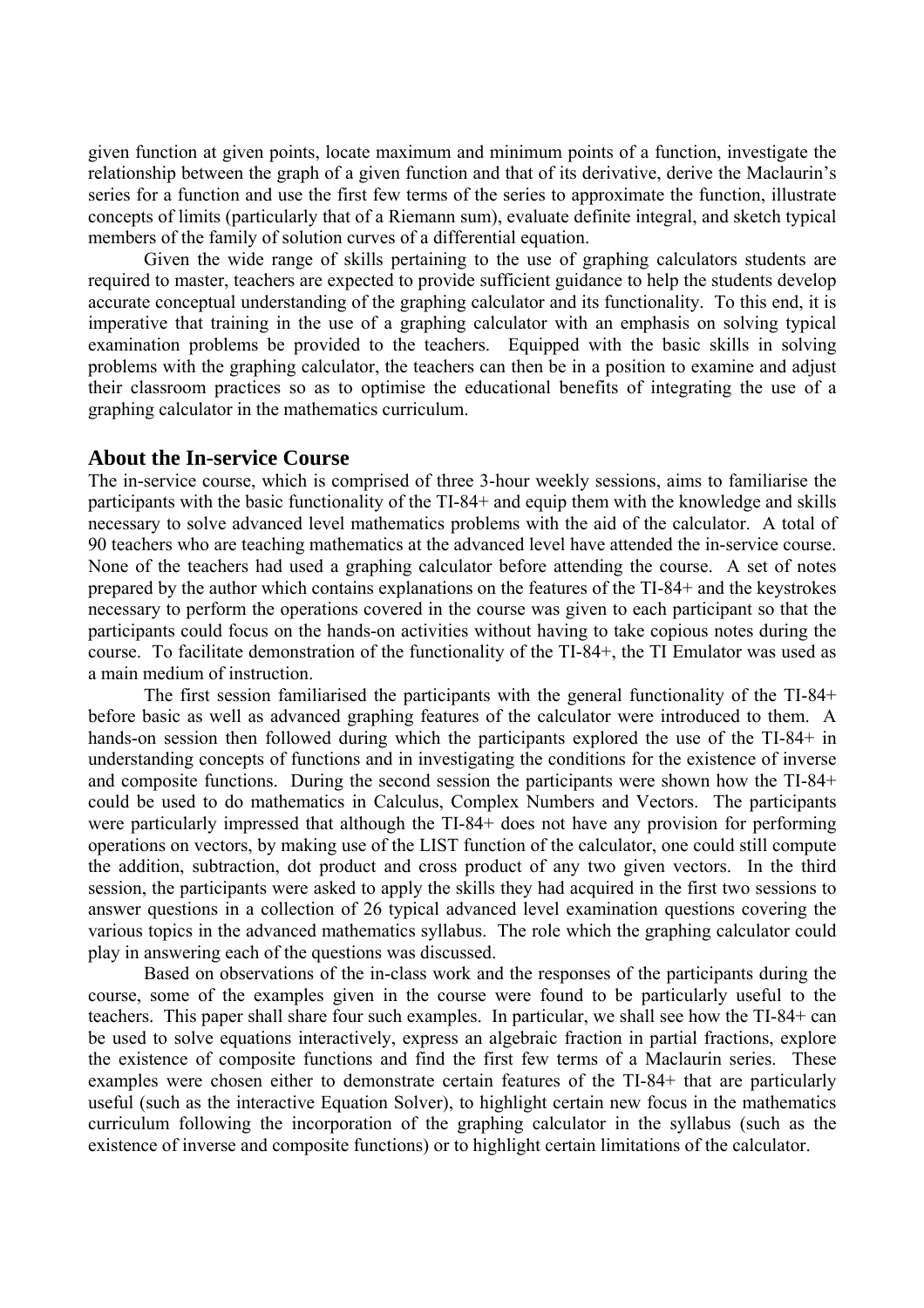given function at given points, locate maximum and minimum points of a function, investigate the relationship between the graph of a given function and that of its derivative, derive the Maclaurin's series for a function and use the first few terms of the series to approximate the function, illustrate concepts of limits (particularly that of a Riemann sum), evaluate definite integral, and sketch typical members of the family of solution curves of a differential equation.

Given the wide range of skills pertaining to the use of graphing calculators students are required to master, teachers are expected to provide sufficient guidance to help the students develop accurate conceptual understanding of the graphing calculator and its functionality. To this end, it is imperative that training in the use of a graphing calculator with an emphasis on solving typical examination problems be provided to the teachers. Equipped with the basic skills in solving problems with the graphing calculator, the teachers can then be in a position to examine and adjust their classroom practices so as to optimise the educational benefits of integrating the use of a graphing calculator in the mathematics curriculum.

## About the In-service Course

The in-service course, which is comprised of three 3-hour weekly sessions, aims to familiarise the participants with the basic functionality of the TI-84+ and equip them with the knowledge and skills necessary to solve advanced level mathematics problems with the aid of the calculator. A total of 90 teachers who are teaching mathematics at the advanced level have attended the in-service course. None of the teachers had used a graphing calculator before attending the course. A set of notes prepared by the author which contains explanations on the features of the TI-84+ and the keystrokes necessary to perform the operations covered in the course was given to each participant so that the participants could focus on the hands-on activities without having to take copious notes during the course. To facilitate demonstration of the functionality of the TI-84+, the TI Emulator was used as a main medium of instruction.

The first session familiarised the participants with the general functionality of the TI-84+ before basic as well as advanced graphing features of the calculator were introduced to them. A hands-on session then followed during which the participants explored the use of the TI-84+ in understanding concepts of functions and in investigating the conditions for the existence of inverse and composite functions. During the second session the participants were shown how the TI-84+ could be used to do mathematics in Calculus, Complex Numbers and Vectors. The participants were particularly impressed that although the TI-84+ does not have any provision for performing operations on vectors, by making use of the LIST function of the calculator, one could still compute the addition, subtraction, dot product and cross product of any two given vectors. In the third session, the participants were asked to apply the skills they had acquired in the first two sessions to answer questions in a collection of 26 typical advanced level examination questions covering the various topics in the advanced mathematics syllabus. The role which the graphing calculator could play in answering each of the questions was discussed.

Based on observations of the in-class work and the responses of the participants during the course, some of the examples given in the course were found to be particularly useful to the teachers. This paper shall share four such examples. In particular, we shall see how the TI-84+ can be used to solve equations interactively, express an algebraic fraction in partial fractions, explore the existence of composite functions and find the first few terms of a Maclaurin series. These examples were chosen either to demonstrate certain features of the TI-84+ that are particularly useful (such as the interactive Equation Solver), to highlight certain new focus in the mathematics curriculum following the incorporation of the graphing calculator in the syllabus (such as the existence of inverse and composite functions) or to highlight certain limitations of the calculator.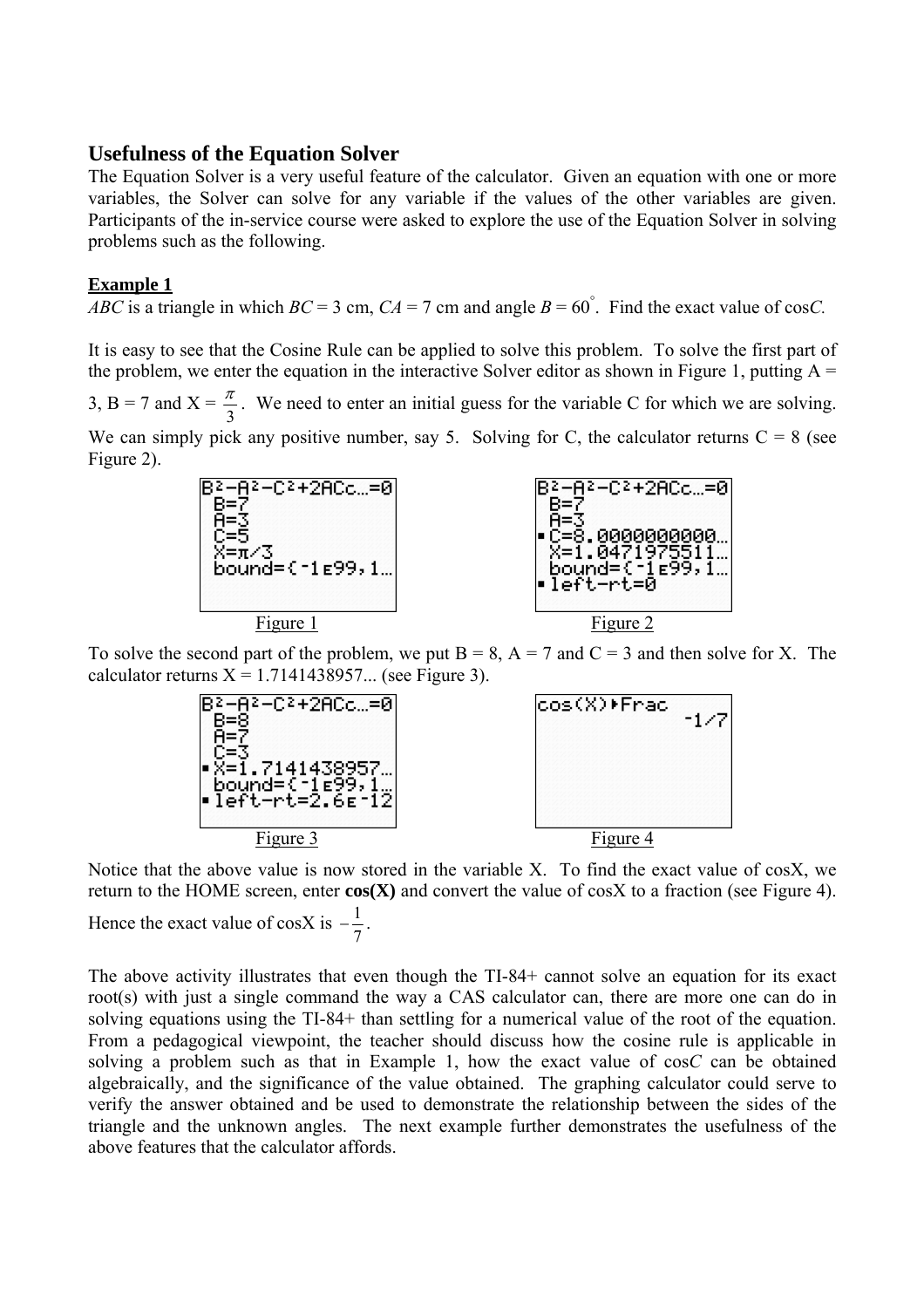## Usefulness of the Equation Solver

The Equation Solver is a very useful feature of the calculator. Given an equation with one or more variables, the Solver can solve for any variable if the values of the other variables are given. Participants of the in-service course were asked to explore the use of the Equation Solver in solving problems such as the following.

**Example 1**

*ABC* is a triangle in which *BC* = 3 cm, *CA* = 7 cm and angle *B* = $60^{\circ}$. Find the exact value of cos*C*.

It is easy to see that the Cosine Rule can be applied to solve this problem. To solve the first part of the problem, we enter the equation in the interactive Solver editor as shown in Figure 1, putting A = 3, B = 7 and X = $\frac{\pi}{3}$. We need to enter an initial guess for the variable C for which we are solving. We can simply pick any positive number, say 5. Solving for C, the calculator returns C = 8 (see Figure 2).

Figure 1 Figure 2

To solve the second part of the problem, we put B = 8, A = 7 and C = 3 and then solve for X. The calculator returns X = 1.7141438957... (see Figure 3).

Figure 3 Figure 4

Notice that the above value is now stored in the variable X. To find the exact value of cosX, we return to the HOME screen, enter **cos(X)** and convert the value of cosX to a fraction (see Figure 4). Hence the exact value of cosX is $-\frac{1}{7}$.

The above activity illustrates that even though the TI-84+ cannot solve an equation for its exact root(s) with just a single command the way a CAS calculator can, there are more one can do in solving equations using the TI-84+ than settling for a numerical value of the root of the equation. From a pedagogical viewpoint, the teacher should discuss how the cosine rule is applicable in solving a problem such as that in Example 1, how the exact value of cos*C* can be obtained algebraically, and the significance of the value obtained. The graphing calculator could serve to verify the answer obtained and be used to demonstrate the relationship between the sides of the triangle and the unknown angles. The next example further demonstrates the usefulness of the above features that the calculator affords.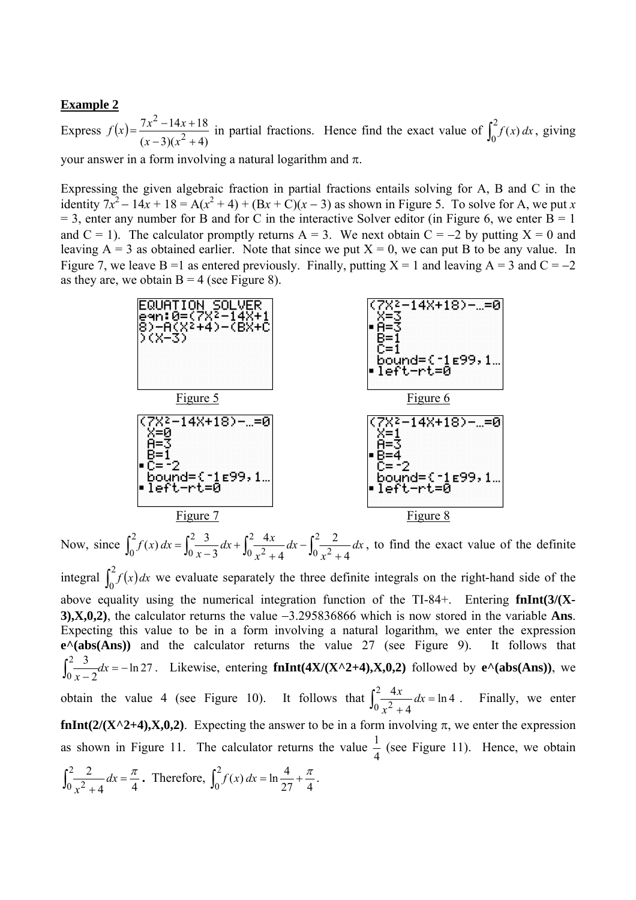**Example 2**

Express $f(x)=\dfrac{7x^2-14x+18}{(x-3)(x^2+4)}$ in partial fractions. Hence find the exact value of $\int_0^2 f(x)\,dx$, giving your answer in a form involving a natural logarithm and π.

Expressing the given algebraic fraction in partial fractions entails solving for A, B and C in the identity $7x^2 - 14x + 18 = A(x^2 + 4) + (Bx + C)(x - 3)$ as shown in Figure 5. To solve for A, we put $x = 3$, enter any number for B and for C in the interactive Solver editor (in Figure 6, we enter B = 1 and C = 1). The calculator promptly returns A = 3. We next obtain C = –2 by putting X = 0 and leaving A = 3 as obtained earlier. Note that since we put X = 0, we can put B to be any value. In Figure 7, we leave B =1 as entered previously. Finally, putting X = 1 and leaving A = 3 and C = –2 as they are, we obtain B = 4 (see Figure 8).

```
EQUATION SOLVER
eqn:0=(7X²-14X+1
8)-A(X²+4)-(BX+C
)(X-3)
```

Figure 5

```
(7X²-14X+18)-…=0
 X=3
▪A=3
 B=1
 C=1
 bound={-1E99,1…
▪left-rt=0
```

Figure 6

```
(7X²-14X+18)-…=0
 X=0
 A=3
 B=1
▪C=-2
 bound={-1E99,1…
▪left-rt=0
```

Figure 7

```
(7X²-14X+18)-…=0
 X=1
 A=3
▪B=4
 C=-2
 bound={-1E99,1…
▪left-rt=0
```

Figure 8

Now, since $\int_0^2 f(x)\,dx = \int_0^2 \frac{3}{x-3}\,dx + \int_0^2 \frac{4x}{x^2+4}\,dx - \int_0^2 \frac{2}{x^2+4}\,dx$, to find the exact value of the definite integral $\int_0^2 f(x)\,dx$ we evaluate separately the three definite integrals on the right-hand side of the above equality using the numerical integration function of the TI-84+. Entering **fnInt(3/(X-3),X,0,2)**, the calculator returns the value –3.295836866 which is now stored in the variable **Ans**. Expecting this value to be in a form involving a natural logarithm, we enter the expression **e^(abs(Ans))** and the calculator returns the value 27 (see Figure 9). It follows that $\int_0^2 \frac{3}{x-2}dx = -\ln 27$. Likewise, entering **fnInt(4X/(X^2+4),X,0,2)** followed by **e^(abs(Ans))**, we obtain the value 4 (see Figure 10). It follows that $\int_0^2 \frac{4x}{x^2+4}\,dx = \ln 4$. Finally, we enter **fnInt(2/(X^2+4),X,0,2)**. Expecting the answer to be in a form involving π, we enter the expression as shown in Figure 11. The calculator returns the value $\frac{1}{4}$ (see Figure 11). Hence, we obtain $\int_0^2 \frac{2}{x^2+4}\,dx = \frac{\pi}{4}$**.** Therefore, $\int_0^2 f(x)\,dx = \ln\frac{4}{27} + \frac{\pi}{4}$.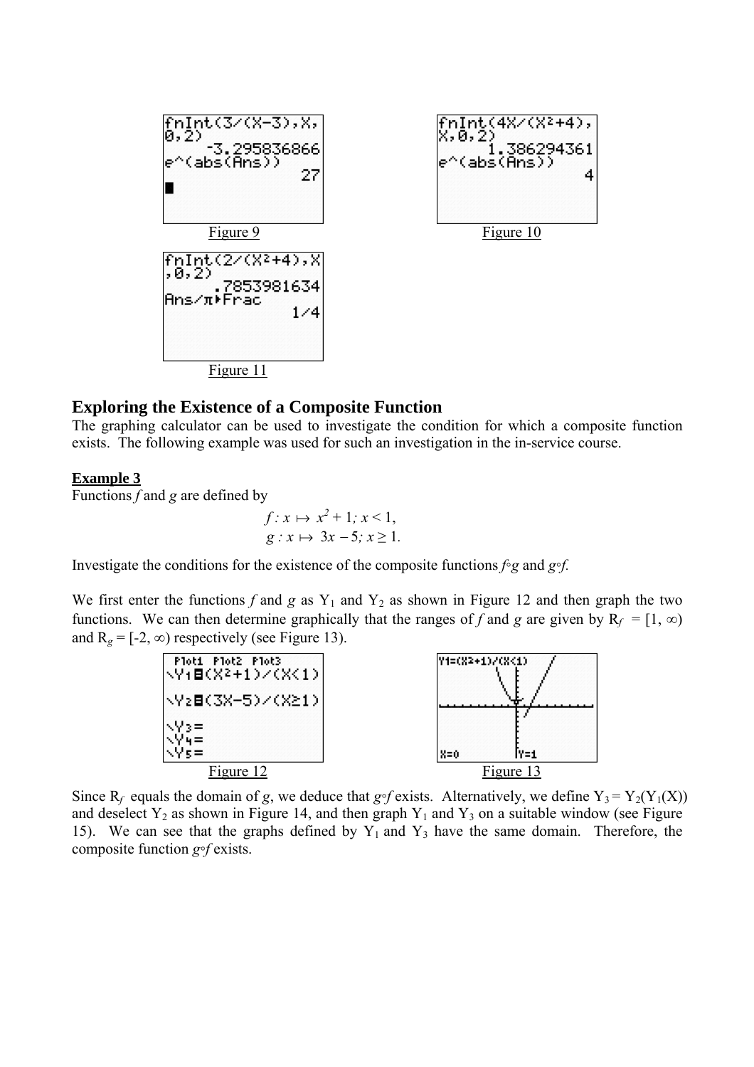Figure 9

Figure 10

Figure 11

## Exploring the Existence of a Composite Function

The graphing calculator can be used to investigate the condition for which a composite function exists. The following example was used for such an investigation in the in-service course.

**Example 3**

Functions $f$ and $g$ are defined by

$$f : x \mapsto x^2 + 1; \ x < 1,$$
$$g : x \mapsto 3x - 5; \ x \geq 1.$$

Investigate the conditions for the existence of the composite functions $f \circ g$ and $g \circ f$.

We first enter the functions $f$ and $g$ as $Y_1$ and $Y_2$ as shown in Figure 12 and then graph the two functions. We can then determine graphically that the ranges of $f$ and $g$ are given by $R_f = [1, \infty)$ and $R_g = [-2, \infty)$ respectively (see Figure 13).

Figure 12

Figure 13

Since $R_f$ equals the domain of $g$, we deduce that $g \circ f$ exists. Alternatively, we define $Y_3 = Y_2(Y_1(X))$ and deselect $Y_2$ as shown in Figure 14, and then graph $Y_1$ and $Y_3$ on a suitable window (see Figure 15). We can see that the graphs defined by $Y_1$ and $Y_3$ have the same domain. Therefore, the composite function $g \circ f$ exists.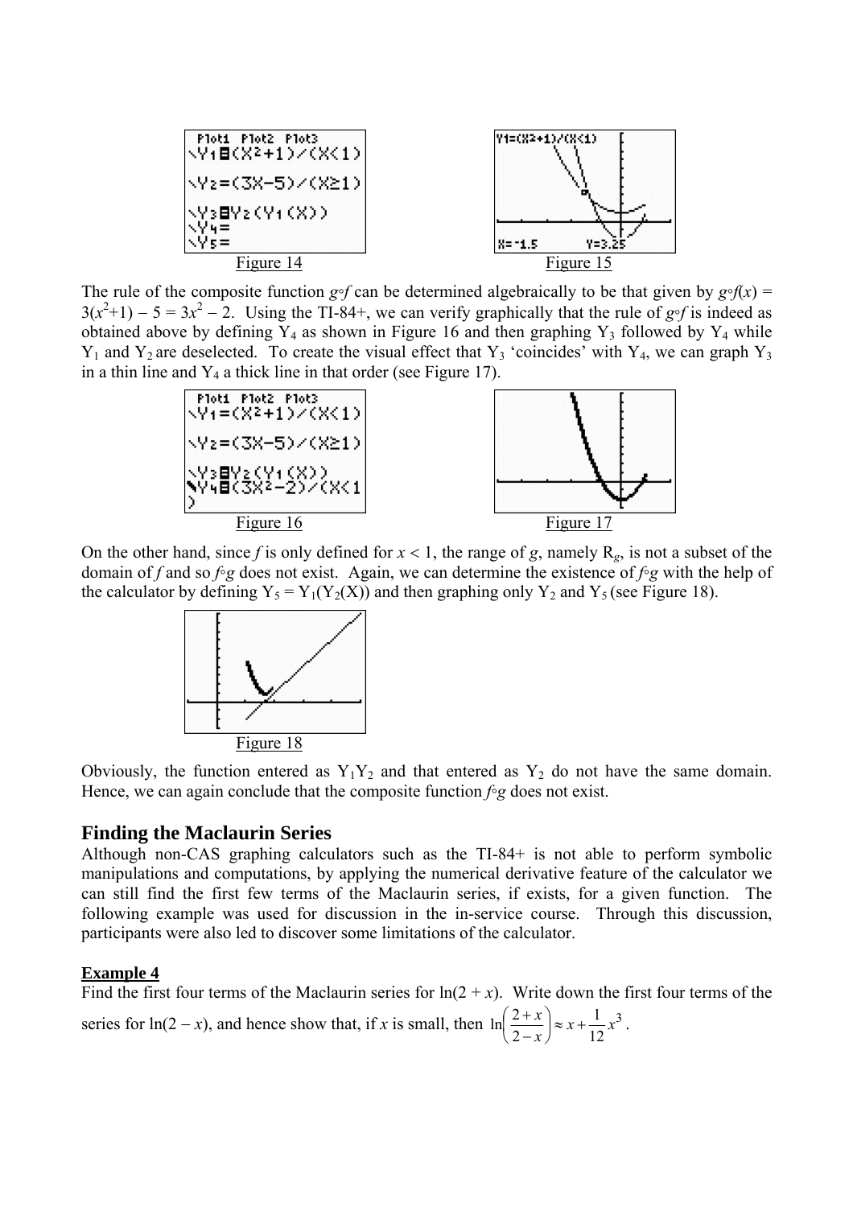Figure 14

Figure 15

The rule of the composite function $g∘f$ can be determined algebraically to be that given by $g∘f(x) = 3(x^2+1) - 5 = 3x^2 - 2$. Using the TI-84+, we can verify graphically that the rule of $g∘f$ is indeed as obtained above by defining $Y_4$ as shown in Figure 16 and then graphing $Y_3$ followed by $Y_4$ while $Y_1$ and $Y_2$ are deselected. To create the visual effect that $Y_3$ 'coincides' with $Y_4$, we can graph $Y_3$ in a thin line and $Y_4$ a thick line in that order (see Figure 17).

Figure 16

Figure 17

On the other hand, since $f$ is only defined for $x < 1$, the range of $g$, namely $R_g$, is not a subset of the domain of $f$ and so $f∘g$ does not exist. Again, we can determine the existence of $f∘g$ with the help of the calculator by defining $Y_5 = Y_1(Y_2(X))$ and then graphing only $Y_2$ and $Y_5$ (see Figure 18).

Figure 18

Obviously, the function entered as $Y_1Y_2$ and that entered as $Y_2$ do not have the same domain. Hence, we can again conclude that the composite function $f∘g$ does not exist.

## Finding the Maclaurin Series

Although non-CAS graphing calculators such as the TI-84+ is not able to perform symbolic manipulations and computations, by applying the numerical derivative feature of the calculator we can still find the first few terms of the Maclaurin series, if exists, for a given function. The following example was used for discussion in the in-service course. Through this discussion, participants were also led to discover some limitations of the calculator.

**Example 4**

Find the first four terms of the Maclaurin series for $\ln(2 + x)$. Write down the first four terms of the series for $\ln(2 - x)$, and hence show that, if $x$ is small, then $\ln\left(\frac{2+x}{2-x}\right) \approx x + \frac{1}{12}x^3$.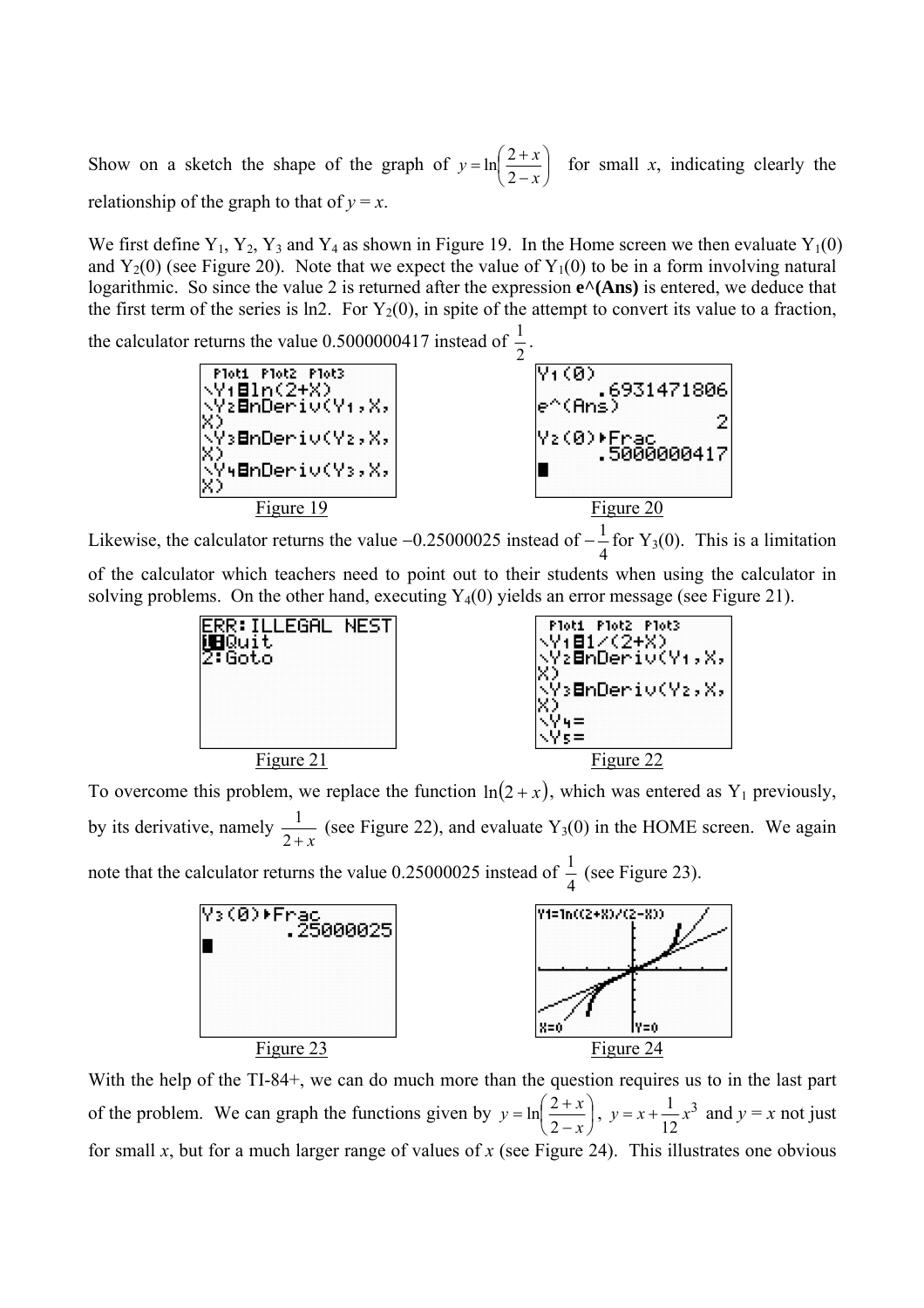Show on a sketch the shape of the graph of $y = \ln\left(\frac{2+x}{2-x}\right)$ for small $x$, indicating clearly the relationship of the graph to that of $y = x$.

We first define $Y_1$, $Y_2$, $Y_3$ and $Y_4$ as shown in Figure 19. In the Home screen we then evaluate $Y_1(0)$ and $Y_2(0)$ (see Figure 20). Note that we expect the value of $Y_1(0)$ to be in a form involving natural logarithmic. So since the value 2 is returned after the expression **e^(Ans)** is entered, we deduce that the first term of the series is ln2. For $Y_2(0)$, in spite of the attempt to convert its value to a fraction, the calculator returns the value 0.5000000417 instead of $\frac{1}{2}$.

Figure 19

Figure 20

Likewise, the calculator returns the value −0.25000025 instead of $-\frac{1}{4}$ for $Y_3(0)$. This is a limitation of the calculator which teachers need to point out to their students when using the calculator in solving problems. On the other hand, executing $Y_4(0)$ yields an error message (see Figure 21).

Figure 21

Figure 22

To overcome this problem, we replace the function $\ln(2 + x)$, which was entered as $Y_1$ previously, by its derivative, namely $\frac{1}{2+x}$ (see Figure 22), and evaluate $Y_3(0)$ in the HOME screen. We again note that the calculator returns the value 0.25000025 instead of $\frac{1}{4}$ (see Figure 23).

Figure 23

Figure 24

With the help of the TI-84+, we can do much more than the question requires us to in the last part of the problem. We can graph the functions given by $y = \ln\left(\frac{2+x}{2-x}\right)$, $y = x + \frac{1}{12}x^3$ and $y = x$ not just for small $x$, but for a much larger range of values of $x$ (see Figure 24). This illustrates one obvious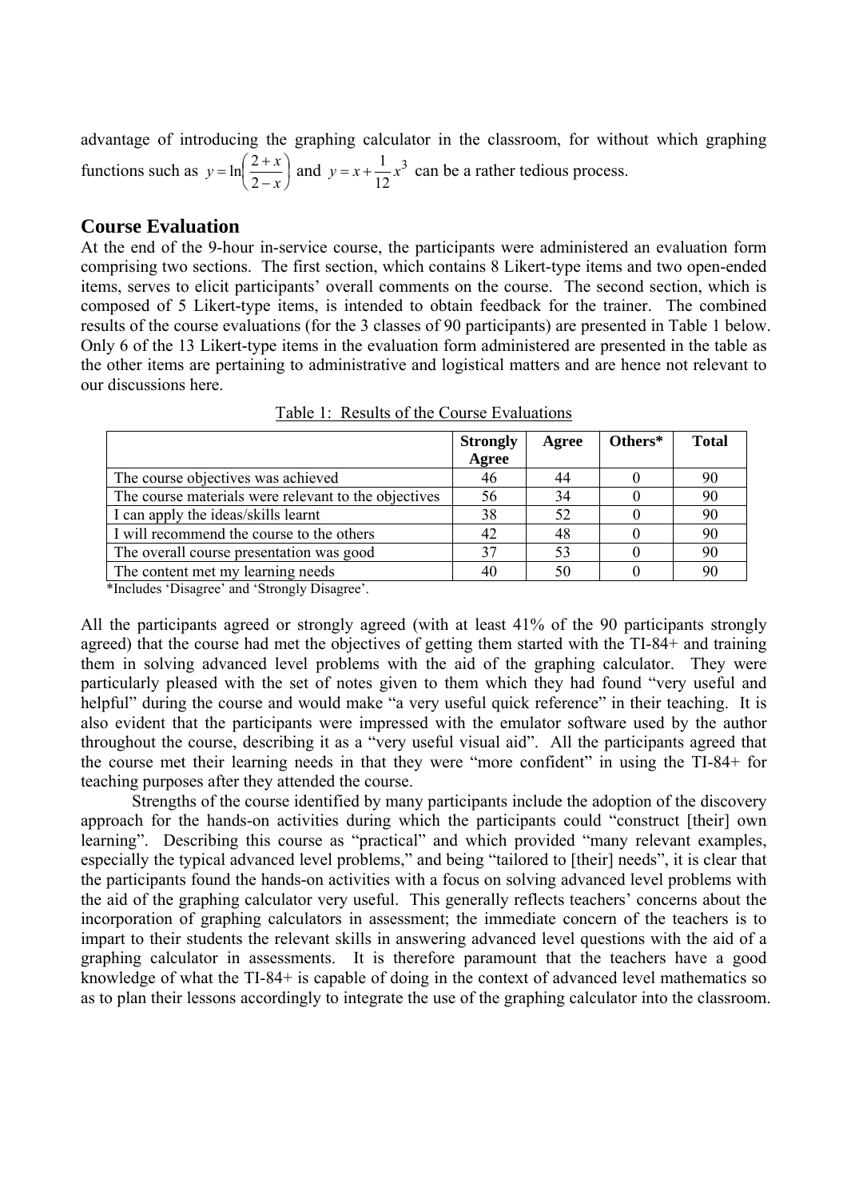advantage of introducing the graphing calculator in the classroom, for without which graphing functions such as $y = \ln\left(\frac{2+x}{2-x}\right)$ and $y = x + \frac{1}{12}x^3$ can be a rather tedious process.

## Course Evaluation

At the end of the 9-hour in-service course, the participants were administered an evaluation form comprising two sections. The first section, which contains 8 Likert-type items and two open-ended items, serves to elicit participants' overall comments on the course. The second section, which is composed of 5 Likert-type items, is intended to obtain feedback for the trainer. The combined results of the course evaluations (for the 3 classes of 90 participants) are presented in Table 1 below. Only 6 of the 13 Likert-type items in the evaluation form administered are presented in the table as the other items are pertaining to administrative and logistical matters and are hence not relevant to our discussions here.

Table 1: Results of the Course Evaluations

| | **Strongly Agree** | **Agree** | **Others*** | **Total** |
|---|---|---|---|---|
| The course objectives was achieved | 46 | 44 | 0 | 90 |
| The course materials were relevant to the objectives | 56 | 34 | 0 | 90 |
| I can apply the ideas/skills learnt | 38 | 52 | 0 | 90 |
| I will recommend the course to the others | 42 | 48 | 0 | 90 |
| The overall course presentation was good | 37 | 53 | 0 | 90 |
| The content met my learning needs | 40 | 50 | 0 | 90 |

*Includes 'Disagree' and 'Strongly Disagree'.

All the participants agreed or strongly agreed (with at least 41% of the 90 participants strongly agreed) that the course had met the objectives of getting them started with the TI-84+ and training them in solving advanced level problems with the aid of the graphing calculator. They were particularly pleased with the set of notes given to them which they had found "very useful and helpful" during the course and would make "a very useful quick reference" in their teaching. It is also evident that the participants were impressed with the emulator software used by the author throughout the course, describing it as a "very useful visual aid". All the participants agreed that the course met their learning needs in that they were "more confident" in using the TI-84+ for teaching purposes after they attended the course.

Strengths of the course identified by many participants include the adoption of the discovery approach for the hands-on activities during which the participants could "construct [their] own learning". Describing this course as "practical" and which provided "many relevant examples, especially the typical advanced level problems," and being "tailored to [their] needs", it is clear that the participants found the hands-on activities with a focus on solving advanced level problems with the aid of the graphing calculator very useful. This generally reflects teachers' concerns about the incorporation of graphing calculators in assessment; the immediate concern of the teachers is to impart to their students the relevant skills in answering advanced level questions with the aid of a graphing calculator in assessments. It is therefore paramount that the teachers have a good knowledge of what the TI-84+ is capable of doing in the context of advanced level mathematics so as to plan their lessons accordingly to integrate the use of the graphing calculator into the classroom.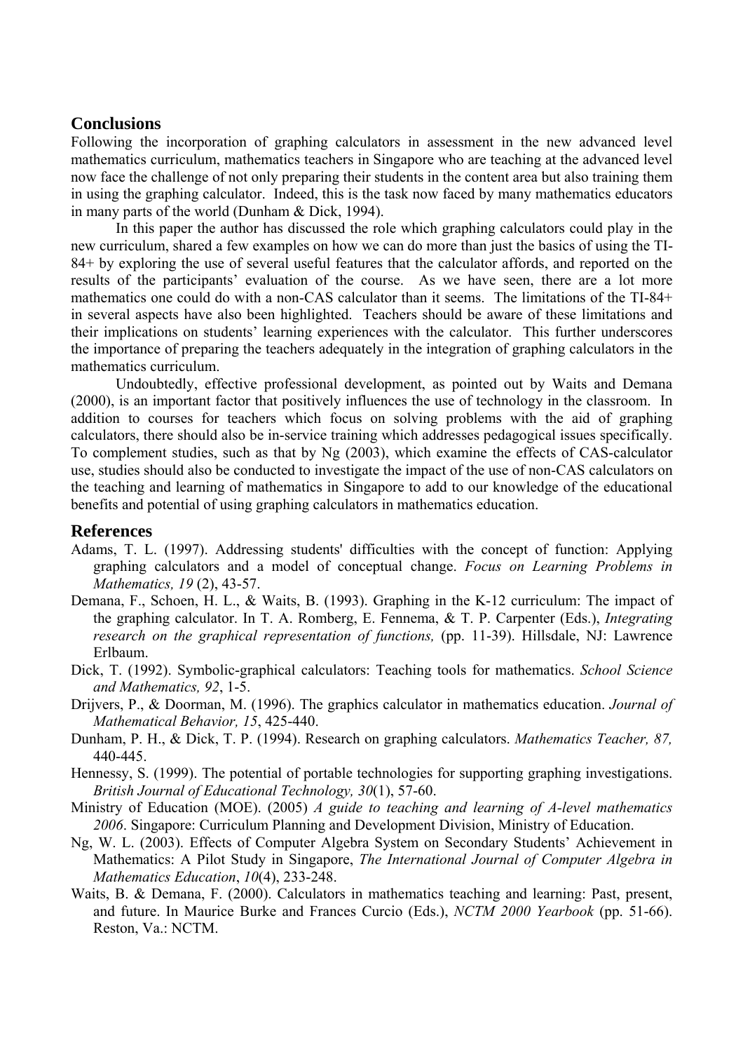## Conclusions

Following the incorporation of graphing calculators in assessment in the new advanced level mathematics curriculum, mathematics teachers in Singapore who are teaching at the advanced level now face the challenge of not only preparing their students in the content area but also training them in using the graphing calculator. Indeed, this is the task now faced by many mathematics educators in many parts of the world (Dunham & Dick, 1994).

In this paper the author has discussed the role which graphing calculators could play in the new curriculum, shared a few examples on how we can do more than just the basics of using the TI-84+ by exploring the use of several useful features that the calculator affords, and reported on the results of the participants' evaluation of the course. As we have seen, there are a lot more mathematics one could do with a non-CAS calculator than it seems. The limitations of the TI-84+ in several aspects have also been highlighted. Teachers should be aware of these limitations and their implications on students' learning experiences with the calculator. This further underscores the importance of preparing the teachers adequately in the integration of graphing calculators in the mathematics curriculum.

Undoubtedly, effective professional development, as pointed out by Waits and Demana (2000), is an important factor that positively influences the use of technology in the classroom. In addition to courses for teachers which focus on solving problems with the aid of graphing calculators, there should also be in-service training which addresses pedagogical issues specifically. To complement studies, such as that by Ng (2003), which examine the effects of CAS-calculator use, studies should also be conducted to investigate the impact of the use of non-CAS calculators on the teaching and learning of mathematics in Singapore to add to our knowledge of the educational benefits and potential of using graphing calculators in mathematics education.

## References

Adams, T. L. (1997). Addressing students' difficulties with the concept of function: Applying graphing calculators and a model of conceptual change. *Focus on Learning Problems in Mathematics, 19* (2), 43-57.

Demana, F., Schoen, H. L., & Waits, B. (1993). Graphing in the K-12 curriculum: The impact of the graphing calculator. In T. A. Romberg, E. Fennema, & T. P. Carpenter (Eds.), *Integrating research on the graphical representation of functions,* (pp. 11-39). Hillsdale, NJ: Lawrence Erlbaum.

Dick, T. (1992). Symbolic-graphical calculators: Teaching tools for mathematics. *School Science and Mathematics, 92*, 1-5.

Drijvers, P., & Doorman, M. (1996). The graphics calculator in mathematics education. *Journal of Mathematical Behavior, 15*, 425-440.

Dunham, P. H., & Dick, T. P. (1994). Research on graphing calculators. *Mathematics Teacher, 87,* 440-445.

Hennessy, S. (1999). The potential of portable technologies for supporting graphing investigations. *British Journal of Educational Technology, 30*(1), 57-60.

Ministry of Education (MOE). (2005) *A guide to teaching and learning of A-level mathematics 2006*. Singapore: Curriculum Planning and Development Division, Ministry of Education.

Ng, W. L. (2003). Effects of Computer Algebra System on Secondary Students' Achievement in Mathematics: A Pilot Study in Singapore, *The International Journal of Computer Algebra in Mathematics Education*, *10*(4), 233-248.

Waits, B. & Demana, F. (2000). Calculators in mathematics teaching and learning: Past, present, and future. In Maurice Burke and Frances Curcio (Eds.), *NCTM 2000 Yearbook* (pp. 51-66). Reston, Va.: NCTM.